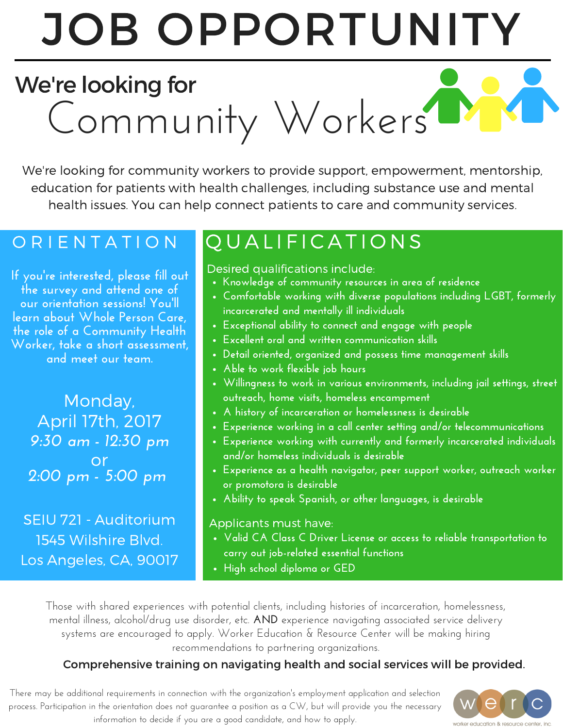# JOB OPPORTUNITY

## We're looking for Community Workers

We're looking for community workers to provide support, empowerment, mentorship, education for patients with health challenges, including substance use and mental health issues. You can help connect patients to care and community services.

## ORIENTATION

If you're interested, please fill out the survey and attend one of our orientation sessions! You'll learn about Whole Person Care, the role of a Community Health Worker, take a short assessment, and meet our team.

Monday, April 17th, 2017
*9:30 am - 12:30 pm*
or
*2:00 pm - 5:00 pm*

SEIU 721 - Auditorium
1545 Wilshire Blvd.
Los Angeles, CA, 90017

## QUALIFICATIONS

Desired qualifications include:

- Knowledge of community resources in area of residence
- Comfortable working with diverse populations including LGBT, formerly incarcerated and mentally ill individuals
- Exceptional ability to connect and engage with people
- Excellent oral and written communication skills
- Detail oriented, organized and possess time management skills
- Able to work flexible job hours
- Willingness to work in various environments, including jail settings, street outreach, home visits, homeless encampment
- A history of incarceration or homelessness is desirable
- Experience working in a call center setting and/or telecommunications
- Experience working with currently and formerly incarcerated individuals and/or homeless individuals is desirable
- Experience as a health navigator, peer support worker, outreach worker or promotora is desirable
- Ability to speak Spanish, or other languages, is desirable

Applicants must have:

- Valid CA Class C Driver License or access to reliable transportation to carry out job-related essential functions
- High school diploma or GED

Those with shared experiences with potential clients, including histories of incarceration, homelessness, mental illness, alcohol/drug use disorder, etc. AND experience navigating associated service delivery systems are encouraged to apply. Worker Education & Resource Center will be making hiring recommendations to partnering organizations.

**Comprehensive training on navigating health and social services will be provided.**

There may be additional requirements in connection with the organization's employment application and selection process. Participation in the orientation does not guarantee a position as a CW, but will provide you the necessary information to decide if you are a good candidate, and how to apply.

werc
worker education & resource center, inc.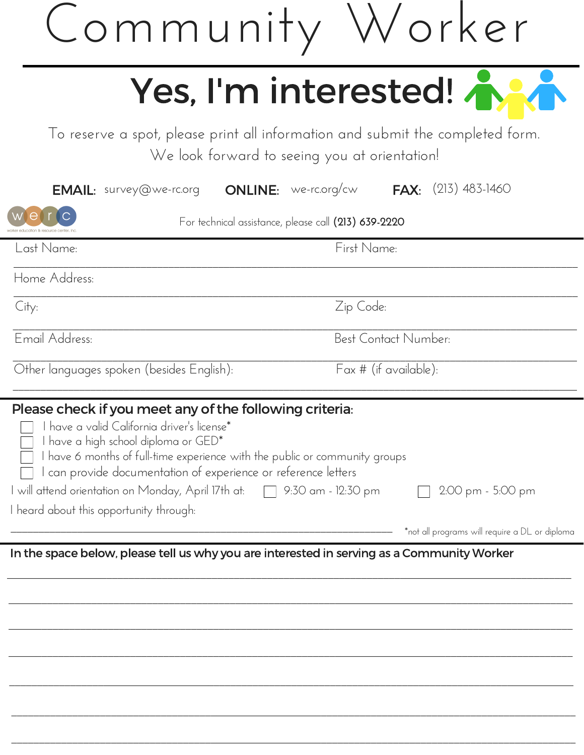# Community Worker

## Yes, I'm interested!

To reserve a spot, please print all information and submit the completed form.
We look forward to seeing you at orientation!

**EMAIL:** survey@we-rc.org **ONLINE:** we-rc.org/cw **FAX:** (213) 483-1460

werc
worker education & resource center, inc.

For technical assistance, please call **(213) 639-2220**

Last Name: ______________________ First Name: ______________________

Home Address: ______________________________________________

City: ______________________ Zip Code: ______________________

Email Address: ______________________ Best Contact Number: ______________________

Other languages spoken (besides English): ______________________ Fax # (if available): ______________________

**Please check if you meet any of the following criteria:**

- ☐ I have a valid California driver's license*
- ☐ I have a high school diploma or GED*
- ☐ I have 6 months of full-time experience with the public or community groups
- ☐ I can provide documentation of experience or reference letters

I will attend orientation on Monday, April 17th at: ☐ 9:30 am - 12:30 pm ☐ 2:00 pm - 5:00 pm

I heard about this opportunity through:

______________________________________________

*not all programs will require a DL or diploma

**In the space below, please tell us why you are interested in serving as a Community Worker**

______________________________________________

______________________________________________

______________________________________________

______________________________________________

______________________________________________

______________________________________________

______________________________________________